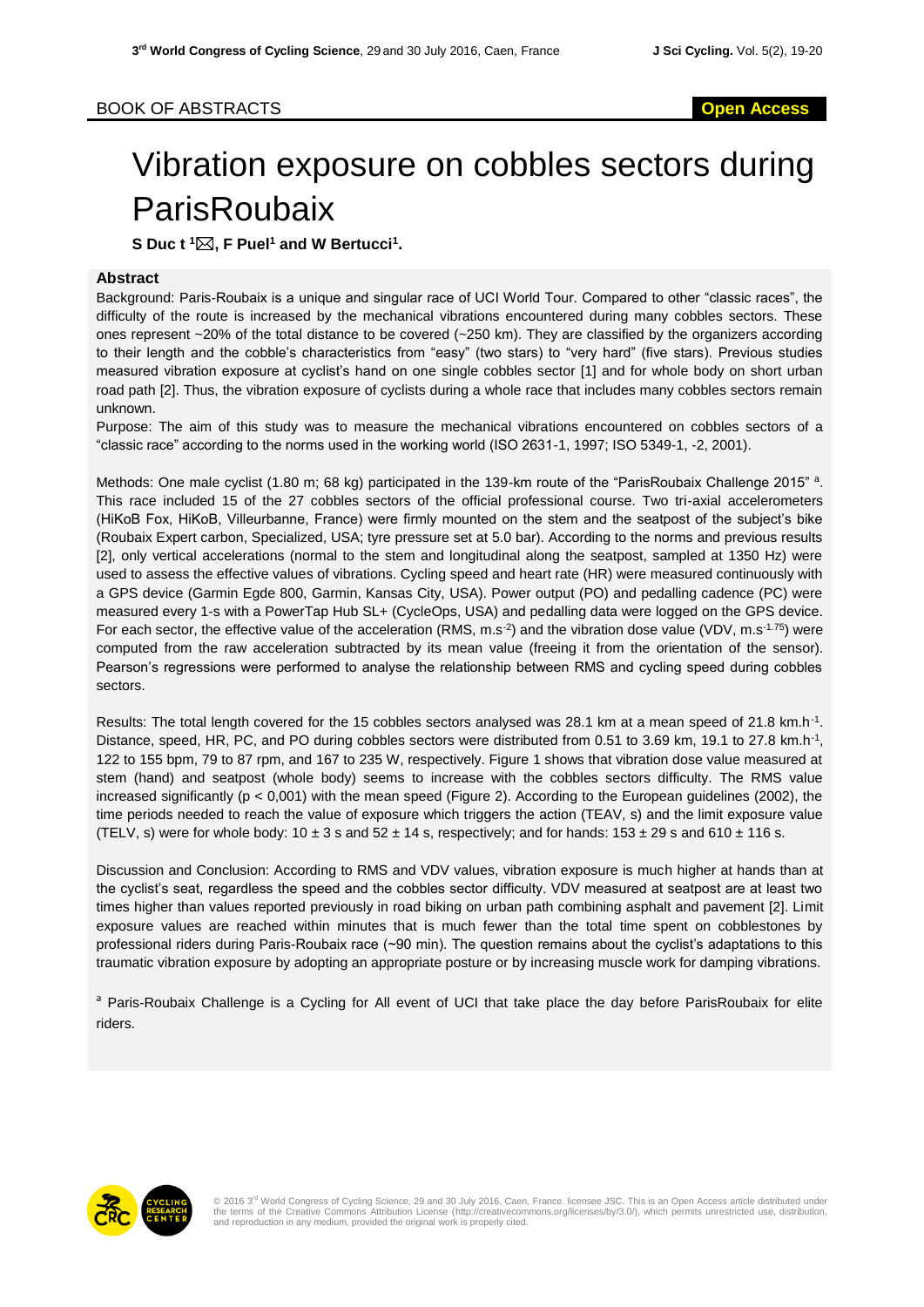BOOK OF ABSTRACTS **Open Access**

# Vibration exposure on cobbles sectors during ParisRoubaix

**S Duc t [1]✉, F Puel[1] and W Bertucci[1].**

## Abstract

Background: Paris-Roubaix is a unique and singular race of UCI World Tour. Compared to other "classic races", the difficulty of the route is increased by the mechanical vibrations encountered during many cobbles sectors. These ones represent ~20% of the total distance to be covered (~250 km). They are classified by the organizers according to their length and the cobble's characteristics from "easy" (two stars) to "very hard" (five stars). Previous studies measured vibration exposure at cyclist's hand on one single cobbles sector [1] and for whole body on short urban road path [2]. Thus, the vibration exposure of cyclists during a whole race that includes many cobbles sectors remain unknown.

Purpose: The aim of this study was to measure the mechanical vibrations encountered on cobbles sectors of a "classic race" according to the norms used in the working world (ISO 2631-1, 1997; ISO 5349-1, -2, 2001).

Methods: One male cyclist (1.80 m; 68 kg) participated in the 139-km route of the "ParisRoubaix Challenge 2015" [a]. This race included 15 of the 27 cobbles sectors of the official professional course. Two tri-axial accelerometers (HiKoB Fox, HiKoB, Villeurbanne, France) were firmly mounted on the stem and the seatpost of the subject's bike (Roubaix Expert carbon, Specialized, USA; tyre pressure set at 5.0 bar). According to the norms and previous results [2], only vertical accelerations (normal to the stem and longitudinal along the seatpost, sampled at 1350 Hz) were used to assess the effective values of vibrations. Cycling speed and heart rate (HR) were measured continuously with a GPS device (Garmin Egde 800, Garmin, Kansas City, USA). Power output (PO) and pedalling cadence (PC) were measured every 1-s with a PowerTap Hub SL+ (CycleOps, USA) and pedalling data were logged on the GPS device. For each sector, the effective value of the acceleration (RMS, $m.s^{-2}$) and the vibration dose value (VDV, $m.s^{-1.75}$) were computed from the raw acceleration subtracted by its mean value (freeing it from the orientation of the sensor). Pearson's regressions were performed to analyse the relationship between RMS and cycling speed during cobbles sectors.

Results: The total length covered for the 15 cobbles sectors analysed was 28.1 km at a mean speed of 21.8 $km.h^{-1}$. Distance, speed, HR, PC, and PO during cobbles sectors were distributed from 0.51 to 3.69 km, 19.1 to 27.8 $km.h^{-1}$, 122 to 155 bpm, 79 to 87 rpm, and 167 to 235 W, respectively. Figure 1 shows that vibration dose value measured at stem (hand) and seatpost (whole body) seems to increase with the cobbles sectors difficulty. The RMS value increased significantly ($p < 0,001$) with the mean speed (Figure 2). According to the European guidelines (2002), the time periods needed to reach the value of exposure which triggers the action (TEAV, s) and the limit exposure value (TELV, s) were for whole body: 10 ± 3 s and 52 ± 14 s, respectively; and for hands: 153 ± 29 s and 610 ± 116 s.

Discussion and Conclusion: According to RMS and VDV values, vibration exposure is much higher at hands than at the cyclist's seat, regardless the speed and the cobbles sector difficulty. VDV measured at seatpost are at least two times higher than values reported previously in road biking on urban path combining asphalt and pavement [2]. Limit exposure values are reached within minutes that is much fewer than the total time spent on cobblestones by professional riders during Paris-Roubaix race (~90 min). The question remains about the cyclist's adaptations to this traumatic vibration exposure by adopting an appropriate posture or by increasing muscle work for damping vibrations.

[a] Paris-Roubaix Challenge is a Cycling for All event of UCI that take place the day before ParisRoubaix for elite riders.

© 2016 3rd World Congress of Cycling Science, 29 and 30 July 2016, Caen, France. licensee JSC. This is an Open Access article distributed under the terms of the Creative Commons Attribution License (http://creativecommons.org/licenses/by/3.0/), which permits unrestricted use, distribution, and reproduction in any medium, provided the original work is properly cited.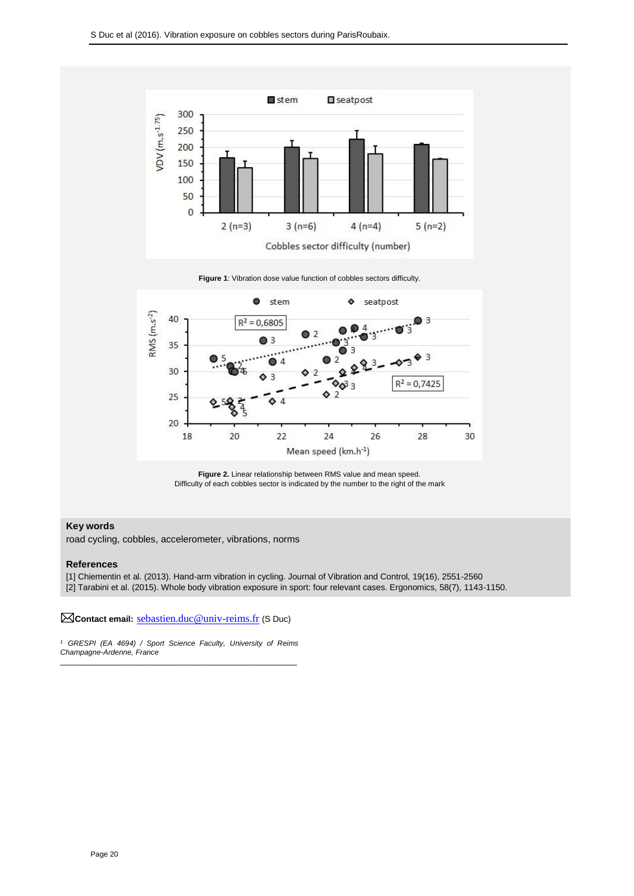stem
seatpost

VDV ($m.s^{-1.75}$)

300
250
200
150
100
50
0

2 (n=3)
3 (n=6)
4 (n=4)
5 (n=2)

Cobbles sector difficulty (number)

**Figure 1**: Vibration dose value function of cobbles sectors difficulty.

stem
seatpost

RMS ($m.s^{-2}$)

$R^2 = 0{,}6805$

$R^2 = 0{,}7425$

40
35
30
25
20

18
20
22
24
26
28
30

Mean speed ($km.h^{-1}$)

**Figure 2.** Linear relationship between RMS value and mean speed.
Difficulty of each cobbles sector is indicated by the number to the right of the mark

**Key words**

road cycling, cobbles, accelerometer, vibrations, norms

**References**

[1] Chiementin et al. (2013). Hand-arm vibration in cycling. Journal of Vibration and Control, 19(16), 2551-2560
[2] Tarabini et al. (2015). Whole body vibration exposure in sport: four relevant cases. Ergonomics, 58(7), 1143-1150.

✉**Contact email:** sebastien.duc@univ-reims.fr (S Duc)

[1] *GRESPI (EA 4694) / Sport Science Faculty, University of Reims Champagne-Ardenne, France*